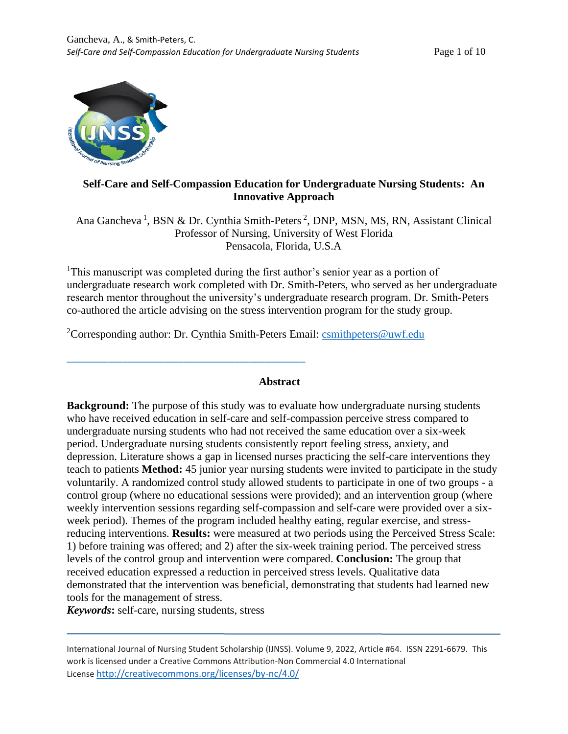# Self-Care and Self-Compassion Education for Undergraduate Nursing Students: An Innovative Approach

Ana Gancheva [1], BSN & Dr. Cynthia Smith-Peters [2], DNP, MSN, MS, RN, Assistant Clinical Professor of Nursing, University of West Florida
Pensacola, Florida, U.S.A

[1]This manuscript was completed during the first author's senior year as a portion of undergraduate research work completed with Dr. Smith-Peters, who served as her undergraduate research mentor throughout the university's undergraduate research program. Dr. Smith-Peters co-authored the article advising on the stress intervention program for the study group.

[2]Corresponding author: Dr. Cynthia Smith-Peters Email: csmithpeters@uwf.edu

---

## Abstract

**Background:** The purpose of this study was to evaluate how undergraduate nursing students who have received education in self-care and self-compassion perceive stress compared to undergraduate nursing students who had not received the same education over a six-week period. Undergraduate nursing students consistently report feeling stress, anxiety, and depression. Literature shows a gap in licensed nurses practicing the self-care interventions they teach to patients **Method:** 45 junior year nursing students were invited to participate in the study voluntarily. A randomized control study allowed students to participate in one of two groups - a control group (where no educational sessions were provided); and an intervention group (where weekly intervention sessions regarding self-compassion and self-care were provided over a six-week period). Themes of the program included healthy eating, regular exercise, and stress-reducing interventions. **Results:** were measured at two periods using the Perceived Stress Scale: 1) before training was offered; and 2) after the six-week training period. The perceived stress levels of the control group and intervention were compared. **Conclusion:** The group that received education expressed a reduction in perceived stress levels. Qualitative data demonstrated that the intervention was beneficial, demonstrating that students had learned new tools for the management of stress.

***Keywords*:** self-care, nursing students, stress

---

International Journal of Nursing Student Scholarship (IJNSS). Volume 9, 2022, Article #64. ISSN 2291-6679. This work is licensed under a Creative Commons Attribution-Non Commercial 4.0 International License http://creativecommons.org/licenses/by-nc/4.0/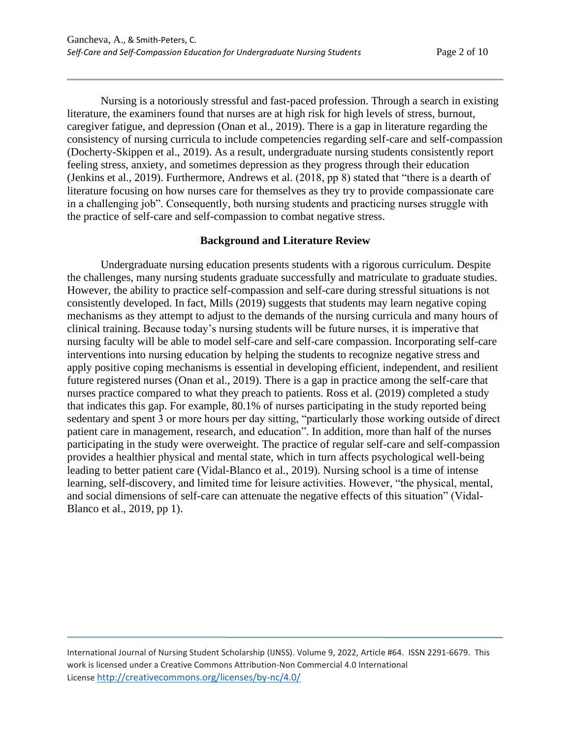Nursing is a notoriously stressful and fast-paced profession. Through a search in existing literature, the examiners found that nurses are at high risk for high levels of stress, burnout, caregiver fatigue, and depression (Onan et al., 2019). There is a gap in literature regarding the consistency of nursing curricula to include competencies regarding self-care and self-compassion (Docherty-Skippen et al., 2019). As a result, undergraduate nursing students consistently report feeling stress, anxiety, and sometimes depression as they progress through their education (Jenkins et al., 2019). Furthermore, Andrews et al. (2018, pp 8) stated that "there is a dearth of literature focusing on how nurses care for themselves as they try to provide compassionate care in a challenging job". Consequently, both nursing students and practicing nurses struggle with the practice of self-care and self-compassion to combat negative stress.

## Background and Literature Review

Undergraduate nursing education presents students with a rigorous curriculum. Despite the challenges, many nursing students graduate successfully and matriculate to graduate studies. However, the ability to practice self-compassion and self-care during stressful situations is not consistently developed. In fact, Mills (2019) suggests that students may learn negative coping mechanisms as they attempt to adjust to the demands of the nursing curricula and many hours of clinical training. Because today's nursing students will be future nurses, it is imperative that nursing faculty will be able to model self-care and self-care compassion. Incorporating self-care interventions into nursing education by helping the students to recognize negative stress and apply positive coping mechanisms is essential in developing efficient, independent, and resilient future registered nurses (Onan et al., 2019). There is a gap in practice among the self-care that nurses practice compared to what they preach to patients. Ross et al. (2019) completed a study that indicates this gap. For example, 80.1% of nurses participating in the study reported being sedentary and spent 3 or more hours per day sitting, "particularly those working outside of direct patient care in management, research, and education". In addition, more than half of the nurses participating in the study were overweight. The practice of regular self-care and self-compassion provides a healthier physical and mental state, which in turn affects psychological well-being leading to better patient care (Vidal-Blanco et al., 2019). Nursing school is a time of intense learning, self-discovery, and limited time for leisure activities. However, "the physical, mental, and social dimensions of self-care can attenuate the negative effects of this situation" (Vidal-Blanco et al., 2019, pp 1).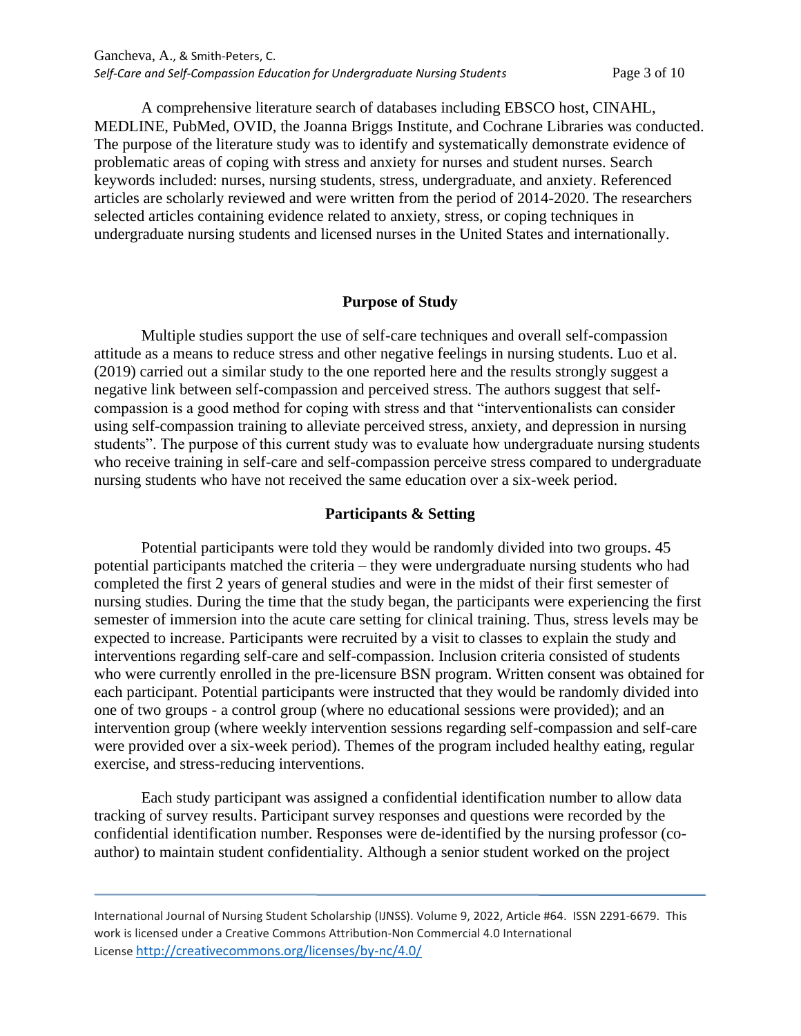A comprehensive literature search of databases including EBSCO host, CINAHL, MEDLINE, PubMed, OVID, the Joanna Briggs Institute, and Cochrane Libraries was conducted. The purpose of the literature study was to identify and systematically demonstrate evidence of problematic areas of coping with stress and anxiety for nurses and student nurses. Search keywords included: nurses, nursing students, stress, undergraduate, and anxiety. Referenced articles are scholarly reviewed and were written from the period of 2014-2020. The researchers selected articles containing evidence related to anxiety, stress, or coping techniques in undergraduate nursing students and licensed nurses in the United States and internationally.

## Purpose of Study

Multiple studies support the use of self-care techniques and overall self-compassion attitude as a means to reduce stress and other negative feelings in nursing students. Luo et al. (2019) carried out a similar study to the one reported here and the results strongly suggest a negative link between self-compassion and perceived stress. The authors suggest that self-compassion is a good method for coping with stress and that "interventionalists can consider using self-compassion training to alleviate perceived stress, anxiety, and depression in nursing students". The purpose of this current study was to evaluate how undergraduate nursing students who receive training in self-care and self-compassion perceive stress compared to undergraduate nursing students who have not received the same education over a six-week period.

## Participants & Setting

Potential participants were told they would be randomly divided into two groups. 45 potential participants matched the criteria – they were undergraduate nursing students who had completed the first 2 years of general studies and were in the midst of their first semester of nursing studies. During the time that the study began, the participants were experiencing the first semester of immersion into the acute care setting for clinical training. Thus, stress levels may be expected to increase. Participants were recruited by a visit to classes to explain the study and interventions regarding self-care and self-compassion. Inclusion criteria consisted of students who were currently enrolled in the pre-licensure BSN program. Written consent was obtained for each participant. Potential participants were instructed that they would be randomly divided into one of two groups - a control group (where no educational sessions were provided); and an intervention group (where weekly intervention sessions regarding self-compassion and self-care were provided over a six-week period). Themes of the program included healthy eating, regular exercise, and stress-reducing interventions.

Each study participant was assigned a confidential identification number to allow data tracking of survey results. Participant survey responses and questions were recorded by the confidential identification number. Responses were de-identified by the nursing professor (co-author) to maintain student confidentiality. Although a senior student worked on the project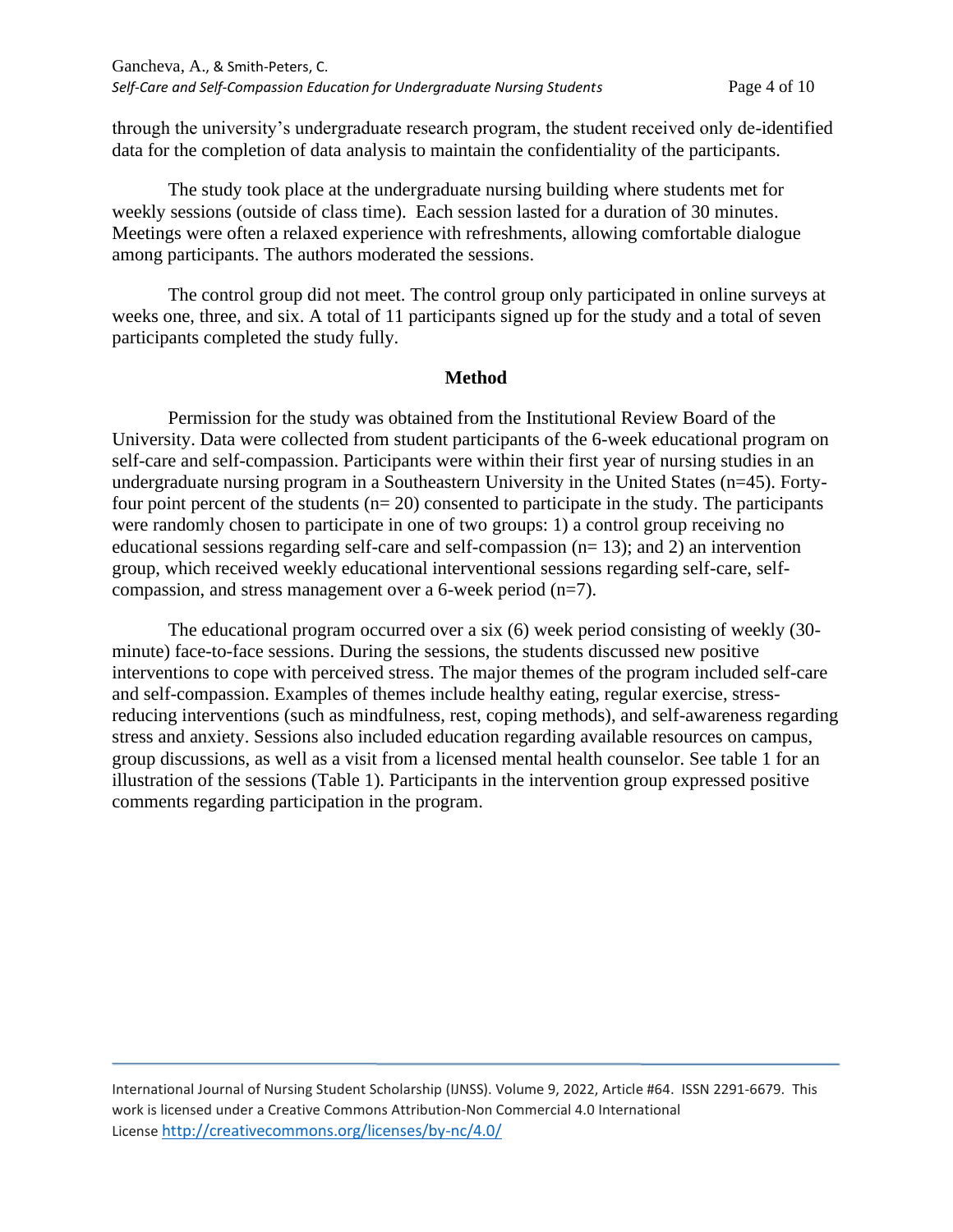through the university's undergraduate research program, the student received only de-identified data for the completion of data analysis to maintain the confidentiality of the participants.

The study took place at the undergraduate nursing building where students met for weekly sessions (outside of class time). Each session lasted for a duration of 30 minutes. Meetings were often a relaxed experience with refreshments, allowing comfortable dialogue among participants. The authors moderated the sessions.

The control group did not meet. The control group only participated in online surveys at weeks one, three, and six. A total of 11 participants signed up for the study and a total of seven participants completed the study fully.

## Method

Permission for the study was obtained from the Institutional Review Board of the University. Data were collected from student participants of the 6-week educational program on self-care and self-compassion. Participants were within their first year of nursing studies in an undergraduate nursing program in a Southeastern University in the United States (n=45). Forty-four point percent of the students (n= 20) consented to participate in the study. The participants were randomly chosen to participate in one of two groups: 1) a control group receiving no educational sessions regarding self-care and self-compassion (n= 13); and 2) an intervention group, which received weekly educational interventional sessions regarding self-care, self-compassion, and stress management over a 6-week period (n=7).

The educational program occurred over a six (6) week period consisting of weekly (30-minute) face-to-face sessions. During the sessions, the students discussed new positive interventions to cope with perceived stress. The major themes of the program included self-care and self-compassion. Examples of themes include healthy eating, regular exercise, stress-reducing interventions (such as mindfulness, rest, coping methods), and self-awareness regarding stress and anxiety. Sessions also included education regarding available resources on campus, group discussions, as well as a visit from a licensed mental health counselor. See table 1 for an illustration of the sessions (Table 1). Participants in the intervention group expressed positive comments regarding participation in the program.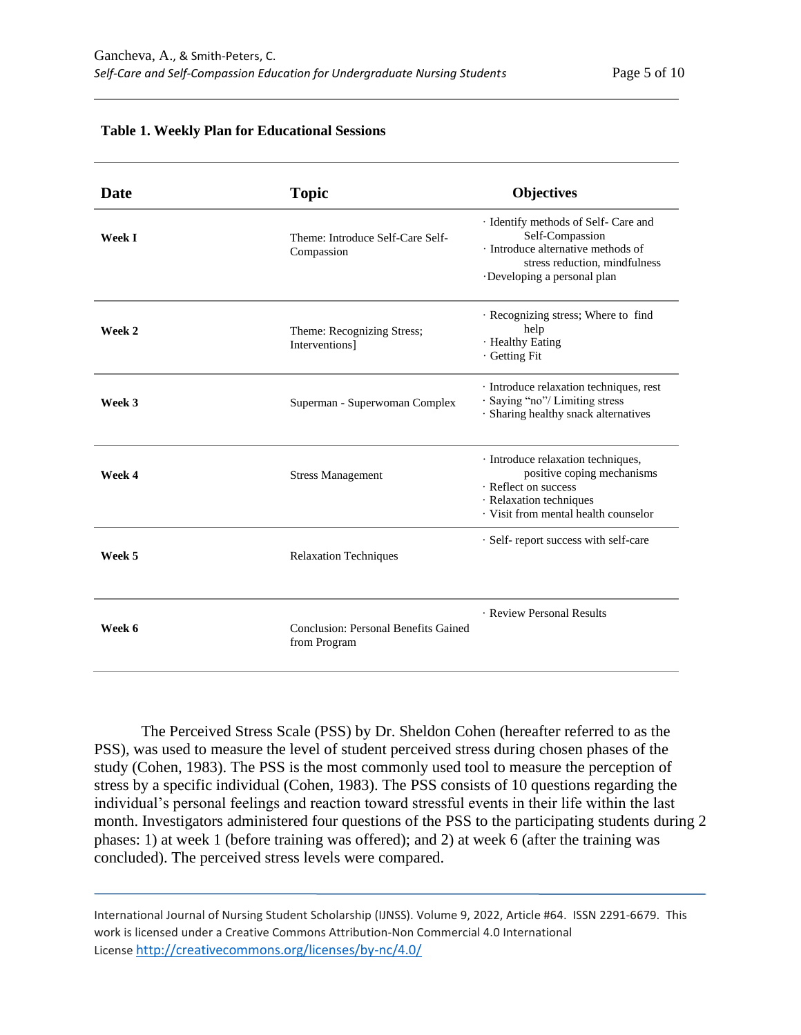**Table 1. Weekly Plan for Educational Sessions**

| Date | Topic | Objectives |
|---|---|---|
| **Week I** | Theme: Introduce Self-Care Self-Compassion | · Identify methods of Self- Care and Self-Compassion<br>· Introduce alternative methods of stress reduction, mindfulness<br>·Developing a personal plan |
| **Week 2** | Theme: Recognizing Stress; Interventions] | · Recognizing stress; Where to find help<br>· Healthy Eating<br>· Getting Fit |
| **Week 3** | Superman - Superwoman Complex | · Introduce relaxation techniques, rest<br>· Saying "no"/ Limiting stress<br>· Sharing healthy snack alternatives |
| **Week 4** | Stress Management | · Introduce relaxation techniques, positive coping mechanisms<br>· Reflect on success<br>· Relaxation techniques<br>· Visit from mental health counselor |
| **Week 5** | Relaxation Techniques | · Self- report success with self-care |
| **Week 6** | Conclusion: Personal Benefits Gained from Program | · Review Personal Results |

The Perceived Stress Scale (PSS) by Dr. Sheldon Cohen (hereafter referred to as the PSS), was used to measure the level of student perceived stress during chosen phases of the study (Cohen, 1983). The PSS is the most commonly used tool to measure the perception of stress by a specific individual (Cohen, 1983). The PSS consists of 10 questions regarding the individual's personal feelings and reaction toward stressful events in their life within the last month. Investigators administered four questions of the PSS to the participating students during 2 phases: 1) at week 1 (before training was offered); and 2) at week 6 (after the training was concluded). The perceived stress levels were compared.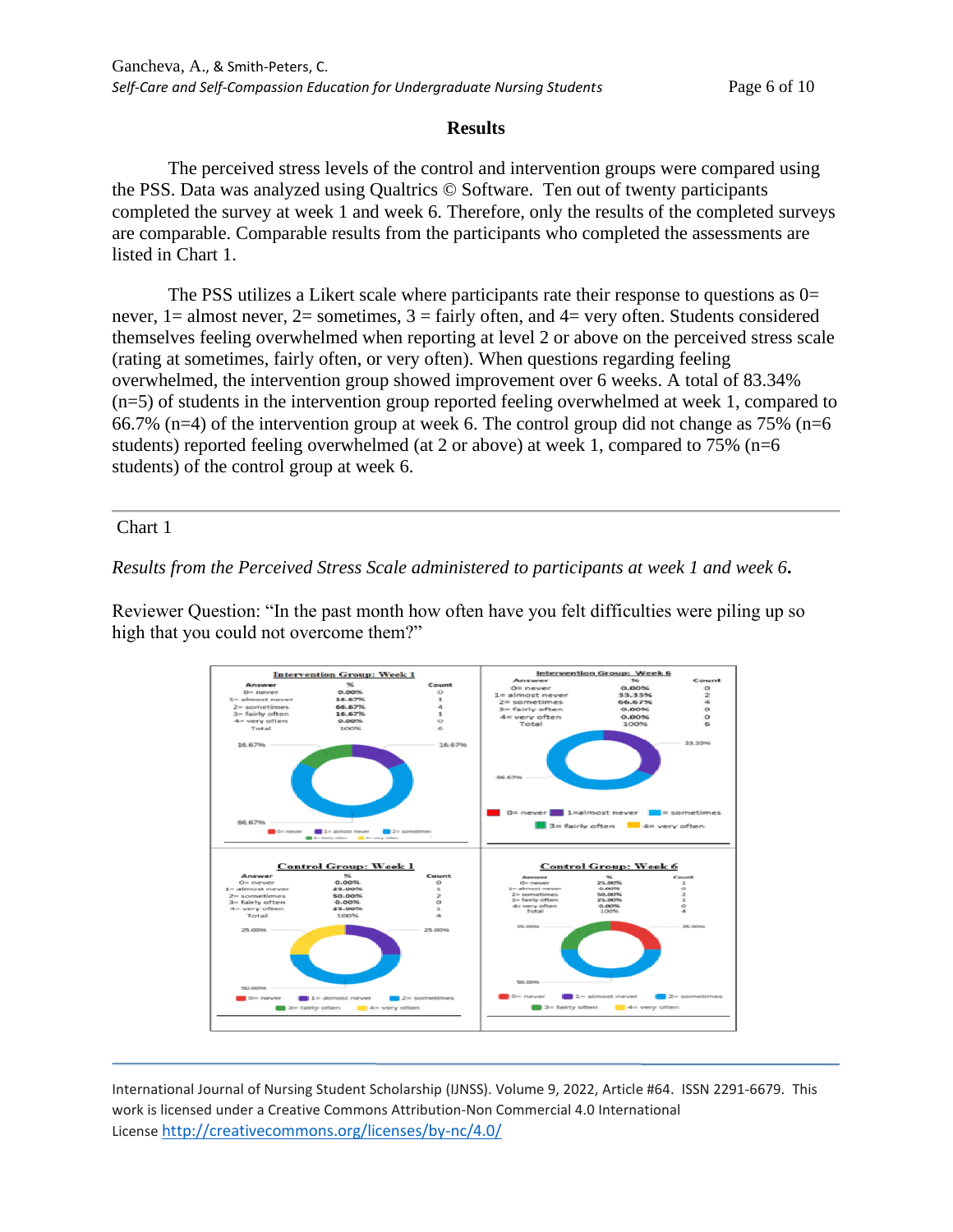## Results

The perceived stress levels of the control and intervention groups were compared using the PSS. Data was analyzed using Qualtrics © Software. Ten out of twenty participants completed the survey at week 1 and week 6. Therefore, only the results of the completed surveys are comparable. Comparable results from the participants who completed the assessments are listed in Chart 1.

The PSS utilizes a Likert scale where participants rate their response to questions as 0= never, 1= almost never, 2= sometimes, 3 = fairly often, and 4= very often. Students considered themselves feeling overwhelmed when reporting at level 2 or above on the perceived stress scale (rating at sometimes, fairly often, or very often). When questions regarding feeling overwhelmed, the intervention group showed improvement over 6 weeks. A total of 83.34% (n=5) of students in the intervention group reported feeling overwhelmed at week 1, compared to 66.7% (n=4) of the intervention group at week 6. The control group did not change as 75% (n=6 students) reported feeling overwhelmed (at 2 or above) at week 1, compared to 75% (n=6 students) of the control group at week 6.

---

Chart 1

*Results from the Perceived Stress Scale administered to participants at week 1 and week 6.*

Reviewer Question: "In the past month how often have you felt difficulties were piling up so high that you could not overcome them?"

**Intervention Group: Week 1**

| Answer | % | Count |
|---|---|---|
| 0= never | 0.00% | 0 |
| 1= almost never | 16.67% | 1 |
| 2= sometimes | 66.67% | 4 |
| 3= fairly often | 16.67% | 1 |
| 4= very often | 0.00% | 0 |
| Total | 100% | 6 |

**Intervention Group: Week 6**

| Answer | % | Count |
|---|---|---|
| 0= never | 0.00% | 0 |
| 1= almost never | 33.33% | 2 |
| 2= sometimes | 66.67% | 4 |
| 3= fairly often | 0.00% | 0 |
| 4= very often | 0.00% | 0 |
| Total | 100% | 6 |

**Control Group: Week 1**

| Answer | % | Count |
|---|---|---|
| 0= never | 0.00% | 0 |
| 1= almost never | 25.00% | 1 |
| 2= sometimes | 50.00% | 2 |
| 3= fairly often | 0.00% | 0 |
| 4= very often | 25.00% | 1 |
| Total | 100% | 4 |

**Control Group: Week 6**

| Answer | % | Count |
|---|---|---|
| 0= never | 25.00% | 1 |
| 1= almost never | 0.00% | 0 |
| 2= sometimes | 50.00% | 2 |
| 3= fairly often | 25.00% | 1 |
| 4= very often | 0.00% | 0 |
| Total | 100% | 4 |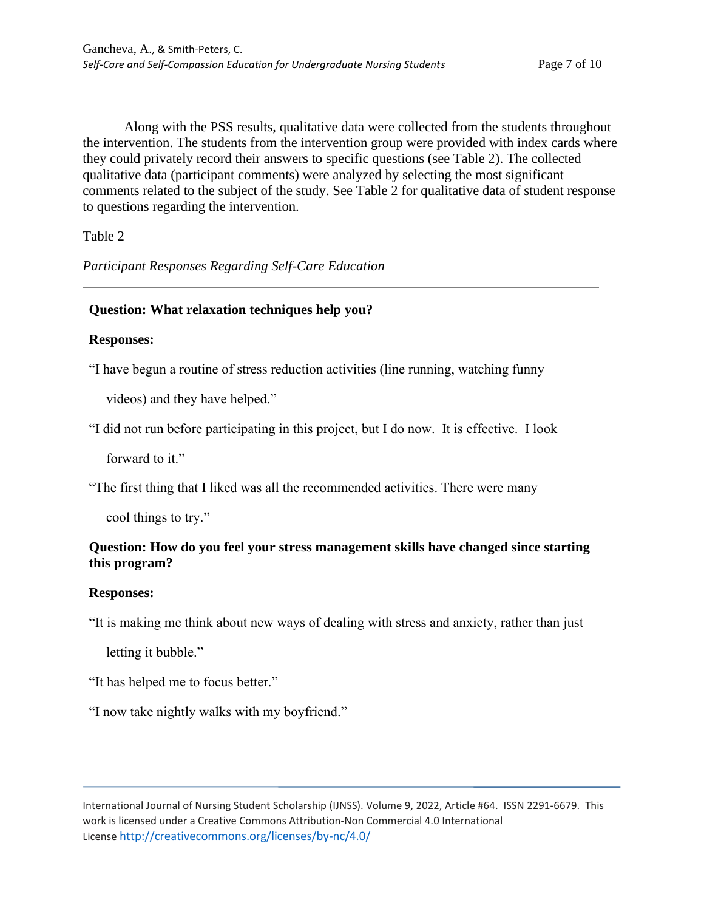Along with the PSS results, qualitative data were collected from the students throughout the intervention. The students from the intervention group were provided with index cards where they could privately record their answers to specific questions (see Table 2). The collected qualitative data (participant comments) were analyzed by selecting the most significant comments related to the subject of the study. See Table 2 for qualitative data of student response to questions regarding the intervention.

Table 2

*Participant Responses Regarding Self-Care Education*

---

**Question: What relaxation techniques help you?**

**Responses:**

"I have begun a routine of stress reduction activities (line running, watching funny videos) and they have helped."

"I did not run before participating in this project, but I do now. It is effective. I look forward to it."

"The first thing that I liked was all the recommended activities. There were many cool things to try."

**Question: How do you feel your stress management skills have changed since starting this program?**

**Responses:**

"It is making me think about new ways of dealing with stress and anxiety, rather than just letting it bubble."

"It has helped me to focus better."

"I now take nightly walks with my boyfriend."

---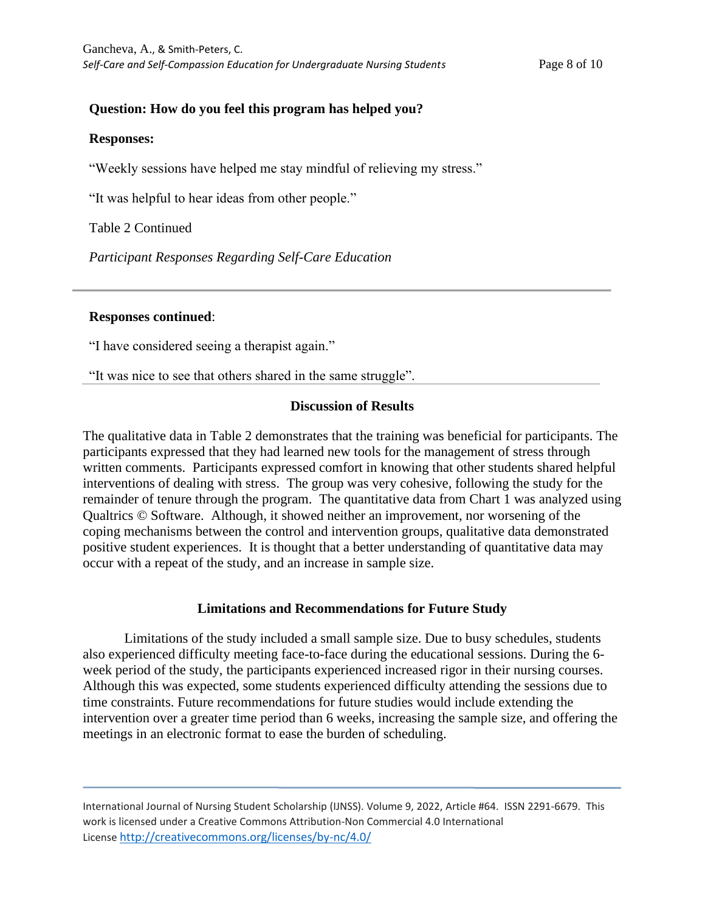**Question: How do you feel this program has helped you?**

**Responses:**

"Weekly sessions have helped me stay mindful of relieving my stress."

"It was helpful to hear ideas from other people."

Table 2 Continued

*Participant Responses Regarding Self-Care Education*

---

**Responses continued**:

"I have considered seeing a therapist again."

"It was nice to see that others shared in the same struggle".

---

## Discussion of Results

The qualitative data in Table 2 demonstrates that the training was beneficial for participants. The participants expressed that they had learned new tools for the management of stress through written comments. Participants expressed comfort in knowing that other students shared helpful interventions of dealing with stress. The group was very cohesive, following the study for the remainder of tenure through the program. The quantitative data from Chart 1 was analyzed using Qualtrics © Software. Although, it showed neither an improvement, nor worsening of the coping mechanisms between the control and intervention groups, qualitative data demonstrated positive student experiences. It is thought that a better understanding of quantitative data may occur with a repeat of the study, and an increase in sample size.

## Limitations and Recommendations for Future Study

Limitations of the study included a small sample size. Due to busy schedules, students also experienced difficulty meeting face-to-face during the educational sessions. During the 6-week period of the study, the participants experienced increased rigor in their nursing courses. Although this was expected, some students experienced difficulty attending the sessions due to time constraints. Future recommendations for future studies would include extending the intervention over a greater time period than 6 weeks, increasing the sample size, and offering the meetings in an electronic format to ease the burden of scheduling.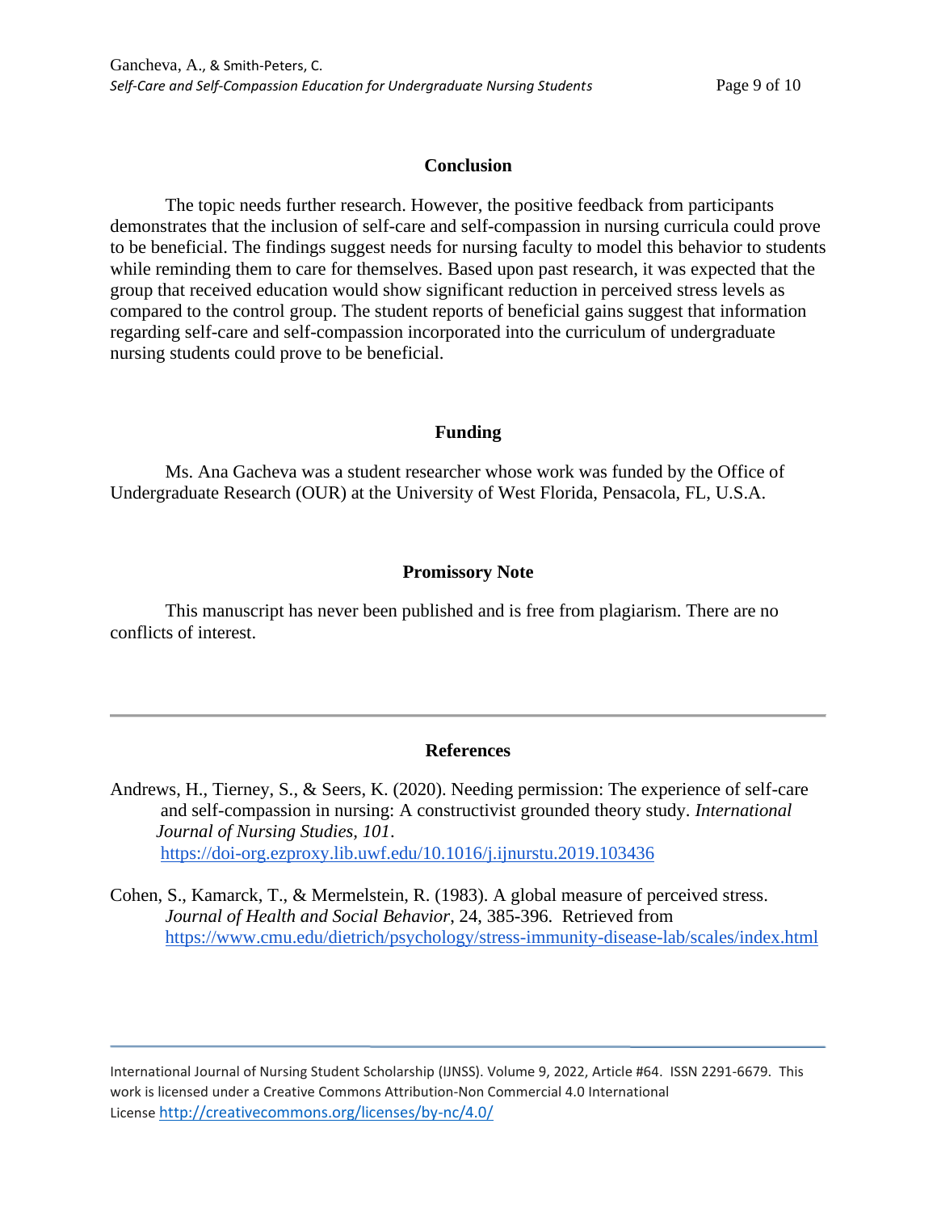## Conclusion

The topic needs further research. However, the positive feedback from participants demonstrates that the inclusion of self-care and self-compassion in nursing curricula could prove to be beneficial. The findings suggest needs for nursing faculty to model this behavior to students while reminding them to care for themselves. Based upon past research, it was expected that the group that received education would show significant reduction in perceived stress levels as compared to the control group. The student reports of beneficial gains suggest that information regarding self-care and self-compassion incorporated into the curriculum of undergraduate nursing students could prove to be beneficial.

## Funding

Ms. Ana Gacheva was a student researcher whose work was funded by the Office of Undergraduate Research (OUR) at the University of West Florida, Pensacola, FL, U.S.A.

## Promissory Note

This manuscript has never been published and is free from plagiarism. There are no conflicts of interest.

---

## References

Andrews, H., Tierney, S., & Seers, K. (2020). Needing permission: The experience of self-care and self-compassion in nursing: A constructivist grounded theory study. *International Journal of Nursing Studies, 101*. https://doi-org.ezproxy.lib.uwf.edu/10.1016/j.ijnurstu.2019.103436

Cohen, S., Kamarck, T., & Mermelstein, R. (1983). A global measure of perceived stress. *Journal of Health and Social Behavior*, 24, 385-396. Retrieved from https://www.cmu.edu/dietrich/psychology/stress-immunity-disease-lab/scales/index.html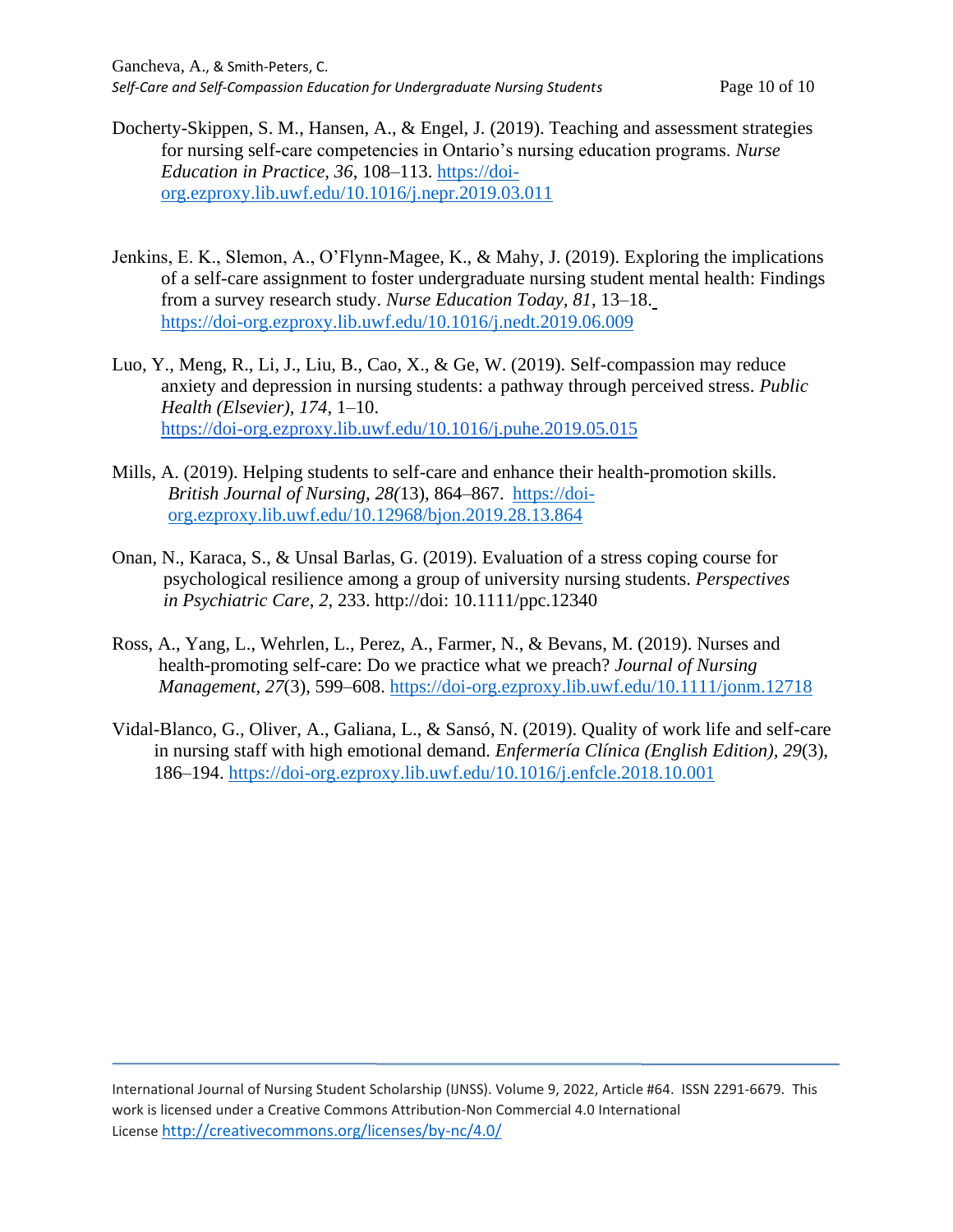Docherty-Skippen, S. M., Hansen, A., & Engel, J. (2019). Teaching and assessment strategies for nursing self-care competencies in Ontario's nursing education programs. *Nurse Education in Practice, 36*, 108–113. https://doi-org.ezproxy.lib.uwf.edu/10.1016/j.nepr.2019.03.011

Jenkins, E. K., Slemon, A., O'Flynn-Magee, K., & Mahy, J. (2019). Exploring the implications of a self-care assignment to foster undergraduate nursing student mental health: Findings from a survey research study. *Nurse Education Today, 81*, 13–18. https://doi-org.ezproxy.lib.uwf.edu/10.1016/j.nedt.2019.06.009

Luo, Y., Meng, R., Li, J., Liu, B., Cao, X., & Ge, W. (2019). Self-compassion may reduce anxiety and depression in nursing students: a pathway through perceived stress. *Public Health (Elsevier), 174*, 1–10. https://doi-org.ezproxy.lib.uwf.edu/10.1016/j.puhe.2019.05.015

Mills, A. (2019). Helping students to self-care and enhance their health-promotion skills. *British Journal of Nursing, 28(*13), 864–867. https://doi-org.ezproxy.lib.uwf.edu/10.12968/bjon.2019.28.13.864

Onan, N., Karaca, S., & Unsal Barlas, G. (2019). Evaluation of a stress coping course for psychological resilience among a group of university nursing students. *Perspectives in Psychiatric Care*, *2*, 233. http://doi: 10.1111/ppc.12340

Ross, A., Yang, L., Wehrlen, L., Perez, A., Farmer, N., & Bevans, M. (2019). Nurses and health-promoting self-care: Do we practice what we preach? *Journal of Nursing Management, 27*(3), 599–608. https://doi-org.ezproxy.lib.uwf.edu/10.1111/jonm.12718

Vidal-Blanco, G., Oliver, A., Galiana, L., & Sansó, N. (2019). Quality of work life and self-care in nursing staff with high emotional demand. *Enfermería Clínica (English Edition), 29*(3), 186–194. https://doi-org.ezproxy.lib.uwf.edu/10.1016/j.enfcle.2018.10.001